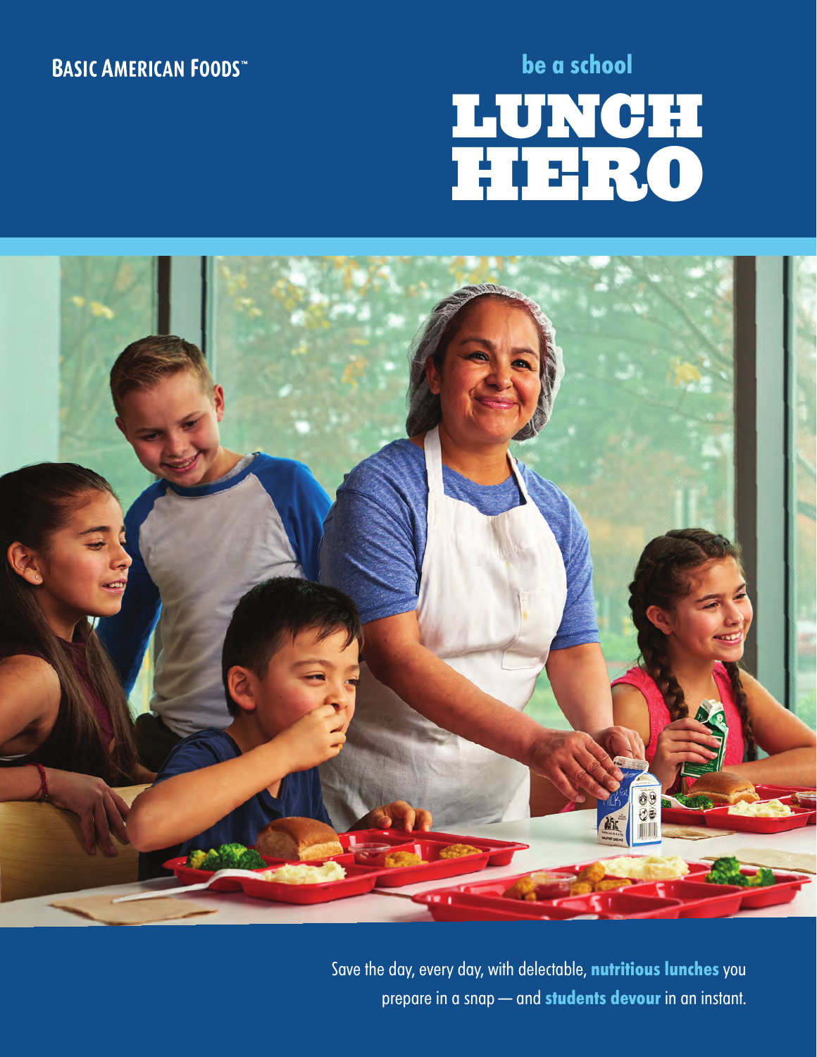BASIC AMERICAN FOODS™

# be a school LUNCH HERO

Save the day, every day, with delectable, **nutritious lunches** you prepare in a snap — and **students devour** in an instant.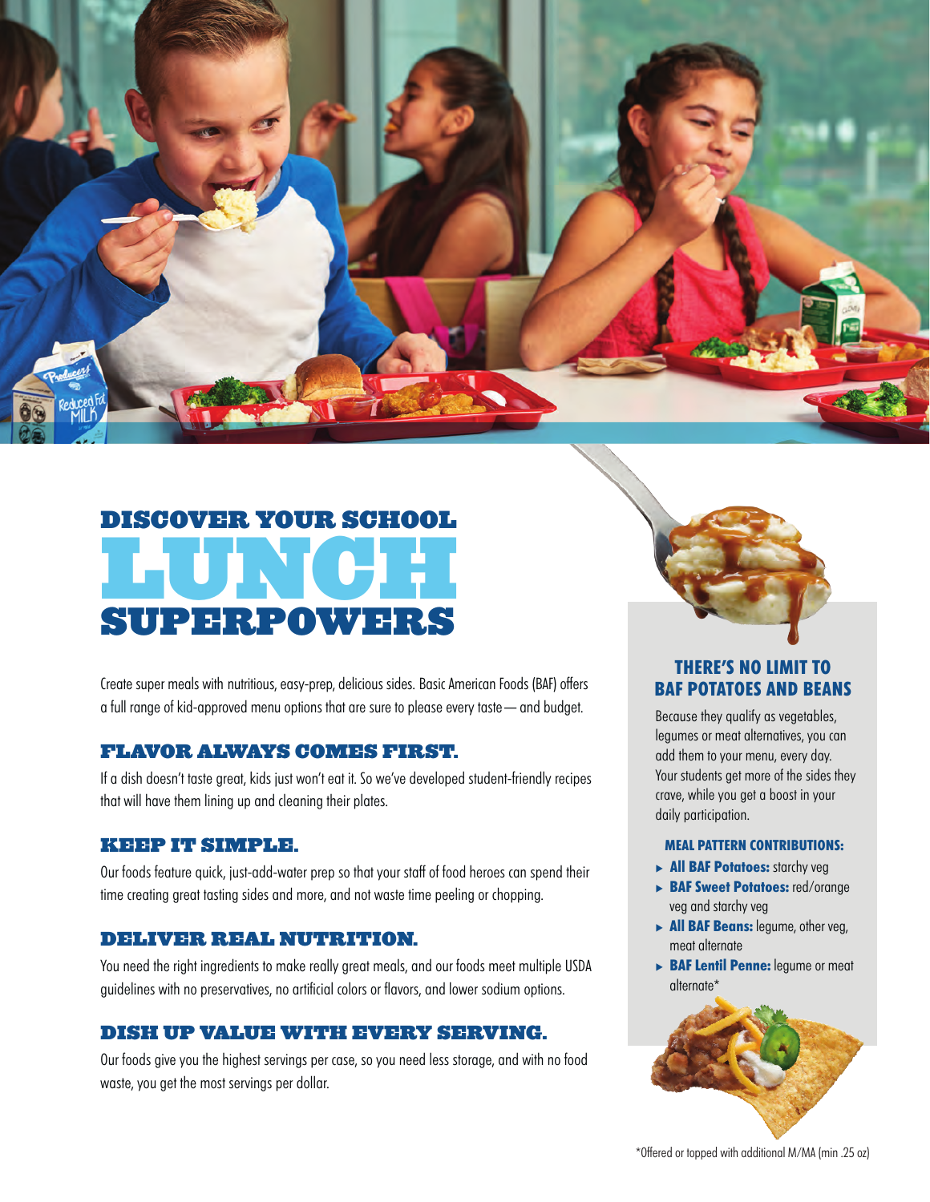# DISCOVER YOUR SCHOOL LUNCH SUPERPOWERS

Create super meals with nutritious, easy-prep, delicious sides. Basic American Foods (BAF) offers a full range of kid-approved menu options that are sure to please every taste— and budget.

## FLAVOR ALWAYS COMES FIRST.

If a dish doesn't taste great, kids just won't eat it. So we've developed student-friendly recipes that will have them lining up and cleaning their plates.

## KEEP IT SIMPLE.

Our foods feature quick, just-add-water prep so that your staff of food heroes can spend their time creating great tasting sides and more, and not waste time peeling or chopping.

## DELIVER REAL NUTRITION.

You need the right ingredients to make really great meals, and our foods meet multiple USDA guidelines with no preservatives, no artificial colors or flavors, and lower sodium options.

## DISH UP VALUE WITH EVERY SERVING.

Our foods give you the highest servings per case, so you need less storage, and with no food waste, you get the most servings per dollar.

## THERE'S NO LIMIT TO BAF POTATOES AND BEANS

Because they qualify as vegetables, legumes or meat alternatives, you can add them to your menu, every day. Your students get more of the sides they crave, while you get a boost in your daily participation.

### MEAL PATTERN CONTRIBUTIONS:

- **All BAF Potatoes:** starchy veg
- **BAF Sweet Potatoes:** red/orange veg and starchy veg
- **All BAF Beans:** legume, other veg, meat alternate
- **BAF Lentil Penne:** legume or meat alternate*

*Offered or topped with additional M/MA (min .25 oz)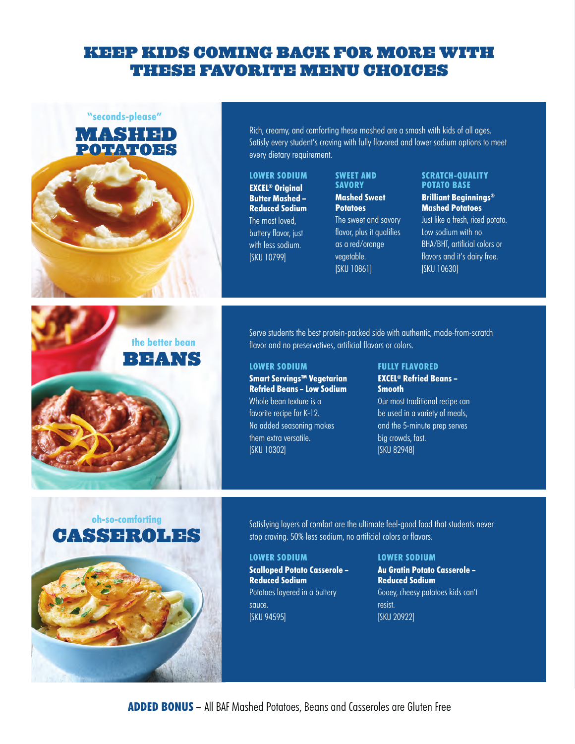# KEEP KIDS COMING BACK FOR MORE WITH THESE FAVORITE MENU CHOICES

## "seconds-please" MASHED POTATOES

Rich, creamy, and comforting these mashed are a smash with kids of all ages. Satisfy every student's craving with fully flavored and lower sodium options to meet every dietary requirement.

### LOWER SODIUM

**EXCEL® Original Butter Mashed – Reduced Sodium**

The most loved, buttery flavor, just with less sodium.
[SKU 10799]

### SWEET AND SAVORY

**Mashed Sweet Potatoes**

The sweet and savory flavor, plus it qualifies as a red/orange vegetable.
[SKU 10861]

### SCRATCH-QUALITY POTATO BASE

**Brilliant Beginnings® Mashed Potatoes**

Just like a fresh, riced potato. Low sodium with no BHA/BHT, artificial colors or flavors and it's dairy free.
[SKU 10630]

## the better bean BEANS

Serve students the best protein-packed side with authentic, made-from-scratch flavor and no preservatives, artificial flavors or colors.

### LOWER SODIUM

**Smart Servings™ Vegetarian Refried Beans – Low Sodium**

Whole bean texture is a favorite recipe for K-12. No added seasoning makes them extra versatile.
[SKU 10302]

### FULLY FLAVORED

**EXCEL® Refried Beans – Smooth**

Our most traditional recipe can be used in a variety of meals, and the 5-minute prep serves big crowds, fast.
[SKU 82948]

## oh-so-comforting CASSEROLES

Satisfying layers of comfort are the ultimate feel-good food that students never stop craving. 50% less sodium, no artificial colors or flavors.

### LOWER SODIUM

**Scalloped Potato Casserole – Reduced Sodium**

Potatoes layered in a buttery sauce.
[SKU 94595]

### LOWER SODIUM

**Au Gratin Potato Casserole – Reduced Sodium**

Gooey, cheesy potatoes kids can't resist.
[SKU 20922]

**ADDED BONUS** – All BAF Mashed Potatoes, Beans and Casseroles are Gluten Free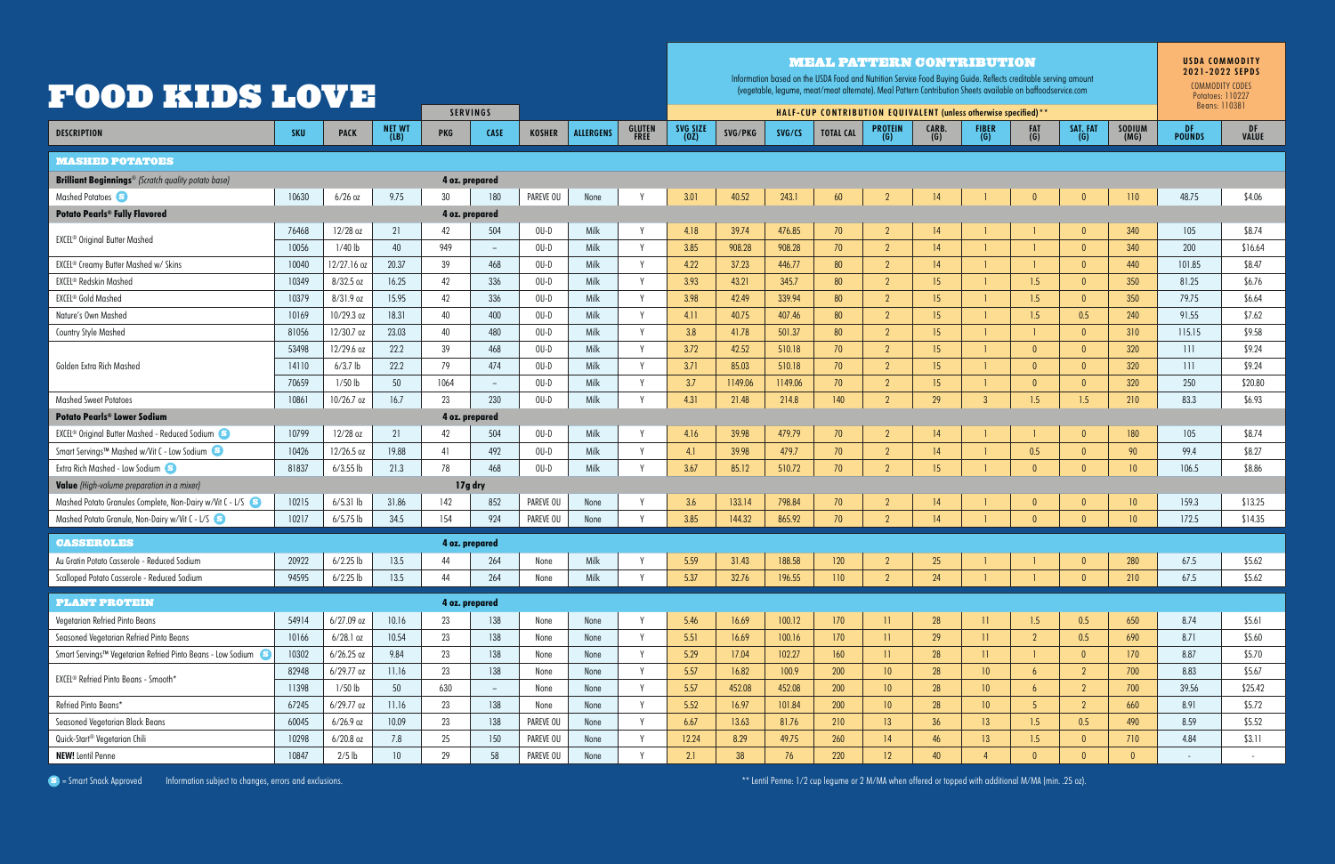# FOOD KIDS LOVE

| DESCRIPTION | SKU | PACK | NET WT (LB) | SERVINGS PKG | SERVINGS CASE | KOSHER | ALLERGENS | GLUTEN FREE | SVG SIZE (OZ) | SVG/PKG | SVG/CS | TOTAL CAL | PROTEIN (G) | CARB. (G) | FIBER (G) | FAT (G) | SAT. FAT (G) | SODIUM (MG) | DF POUNDS | DF VALUE |
|---|---|---|---|---|---|---|---|---|---|---|---|---|---|---|---|---|---|---|---|---|
| | | | | | | | | | **MEAL PATTERN CONTRIBUTION** Information based on the USDA Food and Nutrition Service Food Buying Guide. Reflects creditable serving amount (vegetable, legume, meat/meat alternate). Meal Pattern Contribution Sheets available on baffoodservice.com. HALF-CUP CONTRIBUTION EQUIVALENT (unless otherwise specified)** | | | | | | | | | | **USDA COMMODITY 2021-2022 SEPDS** COMMODITY CODES Potatoes: 110227 Beans: 110381 | |
| **MASHED POTATOES** | | | | | | | | | | | | | | | | | | | | |
| **Brilliant Beginnings®** *(Scratch quality potato base)* | | | | 4 oz. prepared | | | | | | | | | | | | | | | | |
| Mashed Potatoes (S) | 10630 | 6/26 oz | 9.75 | 30 | 180 | PAREVE OU | None | Y | 3.01 | 40.52 | 243.1 | 60 | 2 | 14 | 1 | 0 | 0 | 110 | 48.75 | $4.06 |
| **Potato Pearls® Fully Flavored** | | | | 4 oz. prepared | | | | | | | | | | | | | | | | |
| EXCEL® Original Butter Mashed | 76468 | 12/28 oz | 21 | 42 | 504 | OU-D | Milk | Y | 4.18 | 39.74 | 476.85 | 70 | 2 | 14 | 1 | 1 | 0 | 340 | 105 | $8.74 |
| | 10056 | 1/40 lb | 40 | 949 | – | OU-D | Milk | Y | 3.85 | 908.28 | 908.28 | 70 | 2 | 14 | 1 | 1 | 0 | 340 | 200 | $16.64 |
| EXCEL® Creamy Butter Mashed w/ Skins | 10040 | 12/27.16 oz | 20.37 | 39 | 468 | OU-D | Milk | Y | 4.22 | 37.23 | 446.77 | 80 | 2 | 14 | 1 | 1 | 0 | 440 | 101.85 | $8.47 |
| EXCEL® Redskin Mashed | 10349 | 8/32.5 oz | 16.25 | 42 | 336 | OU-D | Milk | Y | 3.93 | 43.21 | 345.7 | 80 | 2 | 15 | 1 | 1.5 | 0 | 350 | 81.25 | $6.76 |
| EXCEL® Gold Mashed | 10379 | 8/31.9 oz | 15.95 | 42 | 336 | OU-D | Milk | Y | 3.98 | 42.49 | 339.94 | 80 | 2 | 15 | 1 | 1.5 | 0 | 350 | 79.75 | $6.64 |
| Nature's Own Mashed | 10169 | 10/29.3 oz | 18.31 | 40 | 400 | OU-D | Milk | Y | 4.11 | 40.75 | 407.46 | 80 | 2 | 15 | 1 | 1.5 | 0.5 | 240 | 91.55 | $7.62 |
| Country Style Mashed | 81056 | 12/30.7 oz | 23.03 | 40 | 480 | OU-D | Milk | Y | 3.8 | 41.78 | 501.37 | 80 | 2 | 15 | 1 | 1 | 0 | 310 | 115.15 | $9.58 |
| Golden Extra Rich Mashed | 53498 | 12/29.6 oz | 22.2 | 39 | 468 | OU-D | Milk | Y | 3.72 | 42.52 | 510.18 | 70 | 2 | 15 | 1 | 0 | 0 | 320 | 111 | $9.24 |
| | 14110 | 6/3.7 lb | 22.2 | 79 | 474 | OU-D | Milk | Y | 3.71 | 85.03 | 510.18 | 70 | 2 | 15 | 1 | 0 | 0 | 320 | 111 | $9.24 |
| | 70659 | 1/50 lb | 50 | 1064 | – | OU-D | Milk | Y | 3.7 | 1149.06 | 1149.06 | 70 | 2 | 15 | 1 | 0 | 0 | 320 | 250 | $20.80 |
| Mashed Sweet Potatoes | 10861 | 10/26.7 oz | 16.7 | 23 | 230 | OU-D | Milk | Y | 4.31 | 21.48 | 214.8 | 140 | 2 | 29 | 3 | 1.5 | 1.5 | 210 | 83.3 | $6.93 |
| **Potato Pearls® Lower Sodium** | | | | 4 oz. prepared | | | | | | | | | | | | | | | | |
| EXCEL® Original Butter Mashed - Reduced Sodium (S) | 10799 | 12/28 oz | 21 | 42 | 504 | OU-D | Milk | Y | 4.16 | 39.98 | 479.79 | 70 | 2 | 14 | 1 | 1 | 0 | 180 | 105 | $8.74 |
| Smart Servings™ Mashed w/Vit C - Low Sodium (S) | 10426 | 12/26.5 oz | 19.88 | 41 | 492 | OU-D | Milk | Y | 4.1 | 39.98 | 479.7 | 70 | 2 | 14 | 1 | 0.5 | 0 | 90 | 99.4 | $8.27 |
| Extra Rich Mashed - Low Sodium (S) | 81837 | 6/3.55 lb | 21.3 | 78 | 468 | OU-D | Milk | Y | 3.67 | 85.12 | 510.72 | 70 | 2 | 15 | 1 | 0 | 0 | 10 | 106.5 | $8.86 |
| **Value** *(High-volume preparation in a mixer)* | | | | 17g dry | | | | | | | | | | | | | | | | |
| Mashed Potato Granules Complete, Non-Dairy w/Vit C - L/S (S) | 10215 | 6/5.31 lb | 31.86 | 142 | 852 | PAREVE OU | None | Y | 3.6 | 133.14 | 798.84 | 70 | 2 | 14 | 1 | 0 | 0 | 10 | 159.3 | $13.25 |
| Mashed Potato Granule, Non-Dairy w/Vit C - L/S (S) | 10217 | 6/5.75 lb | 34.5 | 154 | 924 | PAREVE OU | None | Y | 3.85 | 144.32 | 865.92 | 70 | 2 | 14 | 1 | 0 | 0 | 10 | 172.5 | $14.35 |
| **CASSEROLES** | | | | 4 oz. prepared | | | | | | | | | | | | | | | | |
| Au Gratin Potato Casserole - Reduced Sodium | 20922 | 6/2.25 lb | 13.5 | 44 | 264 | None | Milk | Y | 5.59 | 31.43 | 188.58 | 120 | 2 | 25 | 1 | 1 | 0 | 280 | 67.5 | $5.62 |
| Scalloped Potato Casserole - Reduced Sodium | 94595 | 6/2.25 lb | 13.5 | 44 | 264 | None | Milk | Y | 5.37 | 32.76 | 196.55 | 110 | 2 | 24 | 1 | 1 | 0 | 210 | 67.5 | $5.62 |
| **PLANT PROTEIN** | | | | 4 oz. prepared | | | | | | | | | | | | | | | | |
| Vegetarian Refried Pinto Beans | 54914 | 6/27.09 oz | 10.16 | 23 | 138 | None | None | Y | 5.46 | 16.69 | 100.12 | 170 | 11 | 28 | 11 | 1.5 | 0.5 | 650 | 8.74 | $5.61 |
| Seasoned Vegetarian Refried Pinto Beans | 10166 | 6/28.1 oz | 10.54 | 23 | 138 | None | None | Y | 5.51 | 16.69 | 100.16 | 170 | 11 | 29 | 11 | 2 | 0.5 | 690 | 8.71 | $5.60 |
| Smart Servings™ Vegetarian Refried Pinto Beans - Low Sodium (S) | 10302 | 6/26.25 oz | 9.84 | 23 | 138 | None | None | Y | 5.29 | 17.04 | 102.27 | 160 | 11 | 28 | 11 | 1 | 0 | 170 | 8.87 | $5.70 |
| EXCEL® Refried Pinto Beans - Smooth* | 82948 | 6/29.77 oz | 11.16 | 23 | 138 | None | None | Y | 5.57 | 16.82 | 100.9 | 200 | 10 | 28 | 10 | 6 | 2 | 700 | 8.83 | $5.67 |
| | 11398 | 1/50 lb | 50 | 630 | – | None | None | Y | 5.57 | 452.08 | 452.08 | 200 | 10 | 28 | 10 | 6 | 2 | 700 | 39.56 | $25.42 |
| Refried Pinto Beans* | 67245 | 6/29.77 oz | 11.16 | 23 | 138 | None | None | Y | 5.52 | 16.97 | 101.84 | 200 | 10 | 28 | 10 | 5 | 2 | 660 | 8.91 | $5.72 |
| Seasoned Vegetarian Black Beans | 60045 | 6/26.9 oz | 10.09 | 23 | 138 | PAREVE OU | None | Y | 6.67 | 13.63 | 81.76 | 210 | 13 | 36 | 13 | 1.5 | 0.5 | 490 | 8.59 | $5.52 |
| Quick-Start® Vegetarian Chili | 10298 | 6/20.8 oz | 7.8 | 25 | 150 | PAREVE OU | None | Y | 12.24 | 8.29 | 49.75 | 260 | 14 | 46 | 13 | 1.5 | 0 | 710 | 4.84 | $3.11 |
| **NEW!** Lentil Penne | 10847 | 2/5 lb | 10 | 29 | 58 | PAREVE OU | None | Y | 2.1 | 38 | 76 | 220 | 12 | 40 | 4 | 0 | 0 | 0 | - | - |

(S) = Smart Snack Approved

Information subject to changes, errors and exclusions.

** Lentil Penne: 1/2 cup legume or 2 M/MA when offered or topped with additional M/MA (min. .25 oz).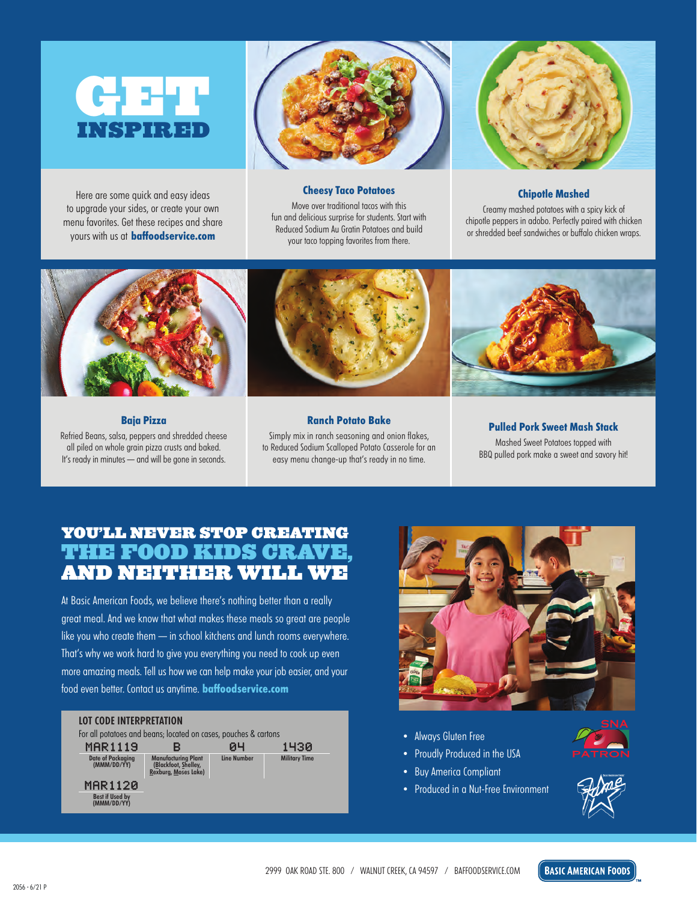# GET INSPIRED

Here are some quick and easy ideas to upgrade your sides, or create your own menu favorites. Get these recipes and share yours with us at **baffoodservice.com**

### Cheesy Taco Potatoes

Move over traditional tacos with this fun and delicious surprise for students. Start with Reduced Sodium Au Gratin Potatoes and build your taco topping favorites from there.

### Chipotle Mashed

Creamy mashed potatoes with a spicy kick of chipotle peppers in adobo. Perfectly paired with chicken or shredded beef sandwiches or buffalo chicken wraps.

### Baja Pizza

Refried Beans, salsa, peppers and shredded cheese all piled on whole grain pizza crusts and baked. It's ready in minutes — and will be gone in seconds.

### Ranch Potato Bake

Simply mix in ranch seasoning and onion flakes, to Reduced Sodium Scalloped Potato Casserole for an easy menu change-up that's ready in no time.

### Pulled Pork Sweet Mash Stack

Mashed Sweet Potatoes topped with BBQ pulled pork make a sweet and savory hit!

## YOU'LL NEVER STOP CREATING THE FOOD KIDS CRAVE, AND NEITHER WILL WE

At Basic American Foods, we believe there's nothing better than a really great meal. And we know that what makes these meals so great are people like you who create them — in school kitchens and lunch rooms everywhere. That's why we work hard to give you everything you need to cook up even more amazing meals. Tell us how we can help make your job easier, and your food even better. Contact us anytime. **baffoodservice.com**

### LOT CODE INTERPRETATION

For all potatoes and beans; located on cases, pouches & cartons

| MAR1119 | B | 04 | 1430 |
|---|---|---|---|
| Date of Packaging (MMM/DD/YY) | Manufacturing Plant (Blackfoot, Shelley, Rexburg, Moses Lake) | Line Number | Military Time |
| MAR1120 | | | |
| Best if Used by (MMM/DD/YY) | | | |

- Always Gluten Free
- Proudly Produced in the USA
- Buy America Compliant
- Produced in a Nut-Free Environment

SNA PATRON

2999 OAK ROAD STE. 800 / WALNUT CREEK, CA 94597 / BAFFOODSERVICE.COM

BASIC AMERICAN FOODS

2056 • 6/21 P